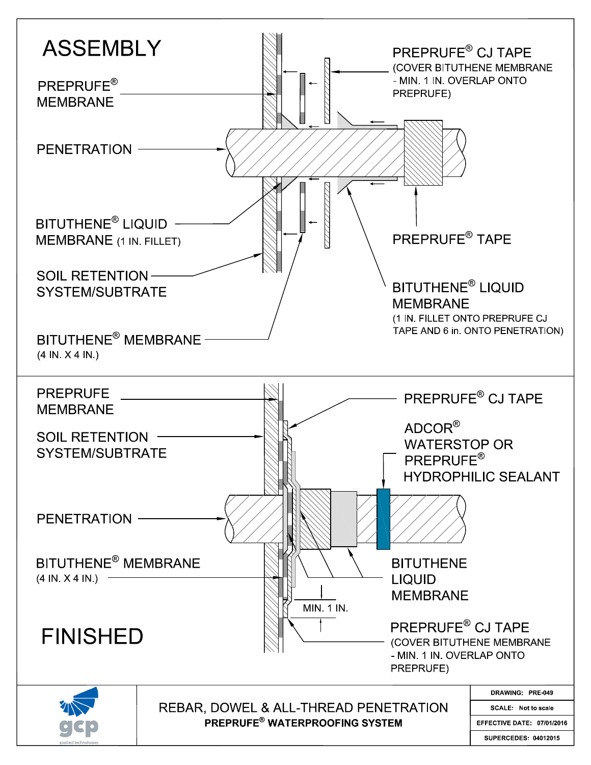## ASSEMBLY

PREPRUFE® MEMBRANE

PENETRATION

BITUTHENE® LIQUID MEMBRANE (1 IN. FILLET)

SOIL RETENTION SYSTEM/SUBTRATE

BITUTHENE® MEMBRANE (4 IN. X 4 IN.)

PREPRUFE® CJ TAPE (COVER BITUTHENE MEMBRANE - MIN. 1 IN. OVERLAP ONTO PREPRUFE)

PREPRUFE® TAPE

BITUTHENE® LIQUID MEMBRANE (1 IN. FILLET ONTO PREPRUFE CJ TAPE AND 6 in. ONTO PENETRATION)

## FINISHED

PREPRUFE MEMBRANE

SOIL RETENTION SYSTEM/SUBTRATE

PENETRATION

BITUTHENE® MEMBRANE (4 IN. X 4 IN.)

PREPRUFE® CJ TAPE

ADCOR® WATERSTOP OR PREPRUFE® HYDROPHILIC SEALANT

BITUTHENE LIQUID MEMBRANE

MIN. 1 IN.

PREPRUFE® CJ TAPE (COVER BITUTHENE MEMBRANE - MIN. 1 IN. OVERLAP ONTO PREPRUFE)

gcp applied technologies

REBAR, DOWEL & ALL-THREAD PENETRATION

**PREPRUFE® WATERPROOFING SYSTEM**

| | |
|---|---|
| DRAWING: | PRE-049 |
| SCALE: | Not to scale |
| EFFECTIVE DATE: | 07/01/2016 |
| SUPERCEDES: | 04012015 |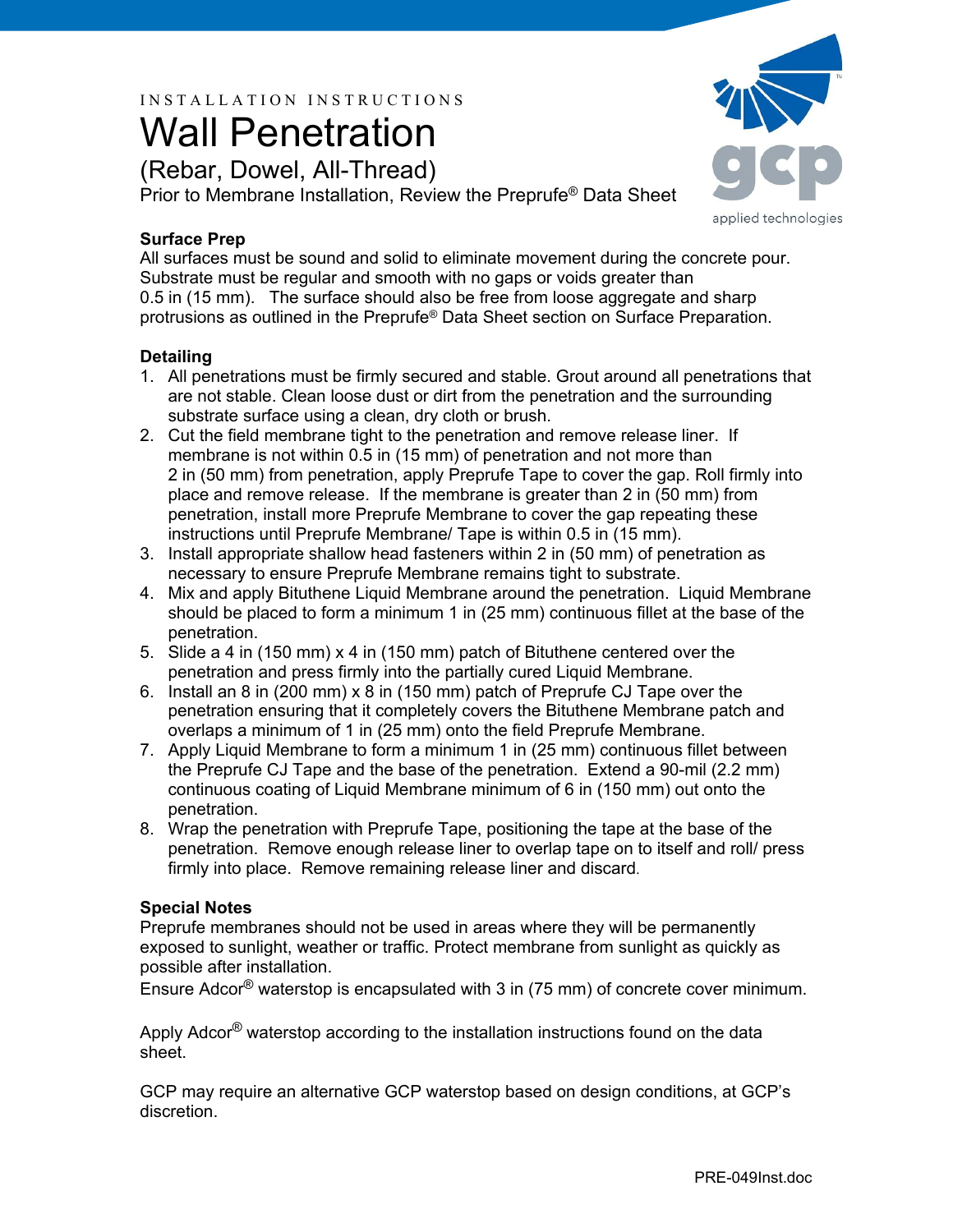INSTALLATION INSTRUCTIONS

# Wall Penetration

## (Rebar, Dowel, All-Thread)

Prior to Membrane Installation, Review the Preprufe® Data Sheet

### Surface Prep

All surfaces must be sound and solid to eliminate movement during the concrete pour. Substrate must be regular and smooth with no gaps or voids greater than 0.5 in (15 mm). The surface should also be free from loose aggregate and sharp protrusions as outlined in the Preprufe® Data Sheet section on Surface Preparation.

### Detailing

1. All penetrations must be firmly secured and stable. Grout around all penetrations that are not stable. Clean loose dust or dirt from the penetration and the surrounding substrate surface using a clean, dry cloth or brush.
2. Cut the field membrane tight to the penetration and remove release liner. If membrane is not within 0.5 in (15 mm) of penetration and not more than 2 in (50 mm) from penetration, apply Preprufe Tape to cover the gap. Roll firmly into place and remove release. If the membrane is greater than 2 in (50 mm) from penetration, install more Preprufe Membrane to cover the gap repeating these instructions until Preprufe Membrane/ Tape is within 0.5 in (15 mm).
3. Install appropriate shallow head fasteners within 2 in (50 mm) of penetration as necessary to ensure Preprufe Membrane remains tight to substrate.
4. Mix and apply Bituthene Liquid Membrane around the penetration. Liquid Membrane should be placed to form a minimum 1 in (25 mm) continuous fillet at the base of the penetration.
5. Slide a 4 in (150 mm) x 4 in (150 mm) patch of Bituthene centered over the penetration and press firmly into the partially cured Liquid Membrane.
6. Install an 8 in (200 mm) x 8 in (150 mm) patch of Preprufe CJ Tape over the penetration ensuring that it completely covers the Bituthene Membrane patch and overlaps a minimum of 1 in (25 mm) onto the field Preprufe Membrane.
7. Apply Liquid Membrane to form a minimum 1 in (25 mm) continuous fillet between the Preprufe CJ Tape and the base of the penetration. Extend a 90-mil (2.2 mm) continuous coating of Liquid Membrane minimum of 6 in (150 mm) out onto the penetration.
8. Wrap the penetration with Preprufe Tape, positioning the tape at the base of the penetration. Remove enough release liner to overlap tape on to itself and roll/ press firmly into place. Remove remaining release liner and discard.

### Special Notes

Preprufe membranes should not be used in areas where they will be permanently exposed to sunlight, weather or traffic. Protect membrane from sunlight as quickly as possible after installation.

Ensure Adcor® waterstop is encapsulated with 3 in (75 mm) of concrete cover minimum.

Apply Adcor® waterstop according to the installation instructions found on the data sheet.

GCP may require an alternative GCP waterstop based on design conditions, at GCP's discretion.

PRE-049Inst.doc